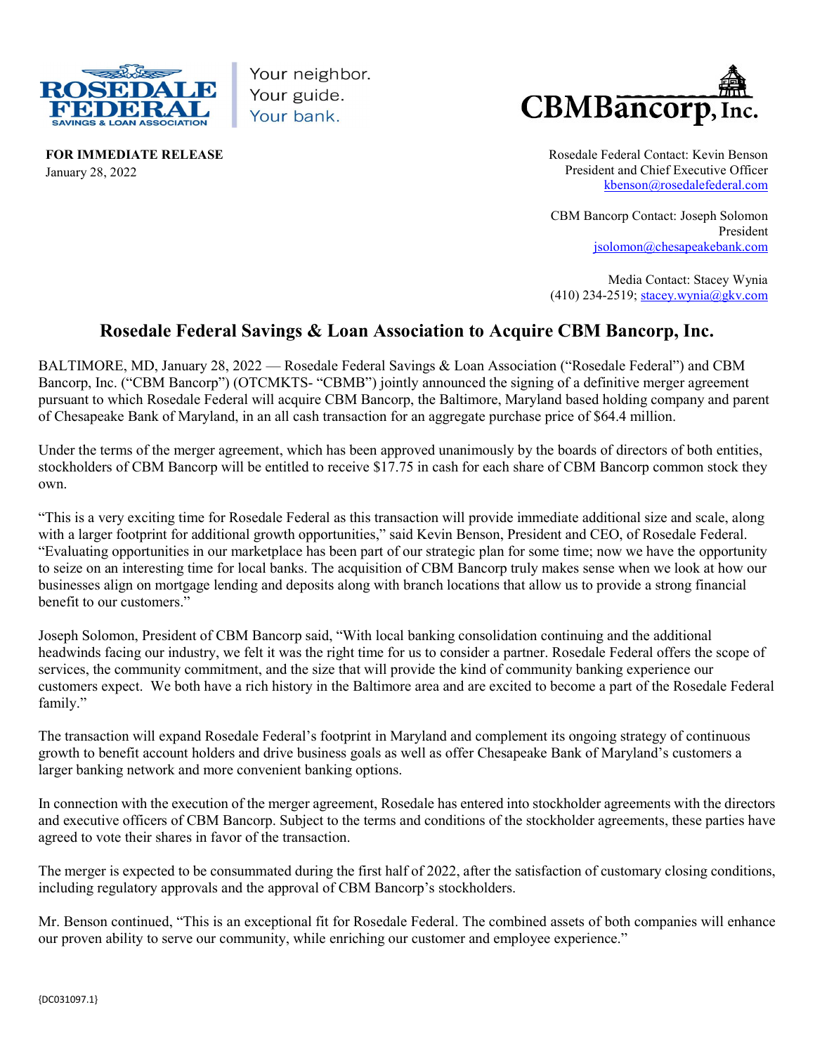ROSEDALE FEDERAL SAVINGS & LOAN ASSOCIATION

Your neighbor.
Your guide.
Your bank.

CBMBancorp, Inc.

**FOR IMMEDIATE RELEASE**
January 28, 2022

Rosedale Federal Contact: Kevin Benson
President and Chief Executive Officer
kbenson@rosedalefederal.com

CBM Bancorp Contact: Joseph Solomon
President
jsolomon@chesapeakebank.com

Media Contact: Stacey Wynia
(410) 234-2519; stacey.wynia@gkv.com

## Rosedale Federal Savings & Loan Association to Acquire CBM Bancorp, Inc.

BALTIMORE, MD, January 28, 2022 — Rosedale Federal Savings & Loan Association ("Rosedale Federal") and CBM Bancorp, Inc. ("CBM Bancorp") (OTCMKTS- "CBMB") jointly announced the signing of a definitive merger agreement pursuant to which Rosedale Federal will acquire CBM Bancorp, the Baltimore, Maryland based holding company and parent of Chesapeake Bank of Maryland, in an all cash transaction for an aggregate purchase price of $64.4 million.

Under the terms of the merger agreement, which has been approved unanimously by the boards of directors of both entities, stockholders of CBM Bancorp will be entitled to receive $17.75 in cash for each share of CBM Bancorp common stock they own.

"This is a very exciting time for Rosedale Federal as this transaction will provide immediate additional size and scale, along with a larger footprint for additional growth opportunities," said Kevin Benson, President and CEO, of Rosedale Federal. "Evaluating opportunities in our marketplace has been part of our strategic plan for some time; now we have the opportunity to seize on an interesting time for local banks. The acquisition of CBM Bancorp truly makes sense when we look at how our businesses align on mortgage lending and deposits along with branch locations that allow us to provide a strong financial benefit to our customers."

Joseph Solomon, President of CBM Bancorp said, "With local banking consolidation continuing and the additional headwinds facing our industry, we felt it was the right time for us to consider a partner. Rosedale Federal offers the scope of services, the community commitment, and the size that will provide the kind of community banking experience our customers expect. We both have a rich history in the Baltimore area and are excited to become a part of the Rosedale Federal family."

The transaction will expand Rosedale Federal's footprint in Maryland and complement its ongoing strategy of continuous growth to benefit account holders and drive business goals as well as offer Chesapeake Bank of Maryland's customers a larger banking network and more convenient banking options.

In connection with the execution of the merger agreement, Rosedale has entered into stockholder agreements with the directors and executive officers of CBM Bancorp. Subject to the terms and conditions of the stockholder agreements, these parties have agreed to vote their shares in favor of the transaction.

The merger is expected to be consummated during the first half of 2022, after the satisfaction of customary closing conditions, including regulatory approvals and the approval of CBM Bancorp's stockholders.

Mr. Benson continued, "This is an exceptional fit for Rosedale Federal. The combined assets of both companies will enhance our proven ability to serve our community, while enriching our customer and employee experience."

{DC031097.1}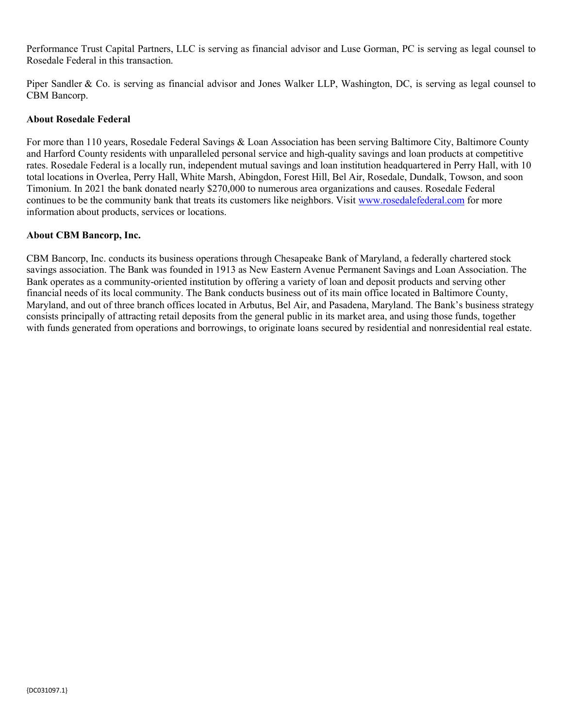Performance Trust Capital Partners, LLC is serving as financial advisor and Luse Gorman, PC is serving as legal counsel to Rosedale Federal in this transaction.

Piper Sandler & Co. is serving as financial advisor and Jones Walker LLP, Washington, DC, is serving as legal counsel to CBM Bancorp.

**About Rosedale Federal**

For more than 110 years, Rosedale Federal Savings & Loan Association has been serving Baltimore City, Baltimore County and Harford County residents with unparalleled personal service and high-quality savings and loan products at competitive rates. Rosedale Federal is a locally run, independent mutual savings and loan institution headquartered in Perry Hall, with 10 total locations in Overlea, Perry Hall, White Marsh, Abingdon, Forest Hill, Bel Air, Rosedale, Dundalk, Towson, and soon Timonium. In 2021 the bank donated nearly $270,000 to numerous area organizations and causes. Rosedale Federal continues to be the community bank that treats its customers like neighbors. Visit www.rosedalefederal.com for more information about products, services or locations.

**About CBM Bancorp, Inc.**

CBM Bancorp, Inc. conducts its business operations through Chesapeake Bank of Maryland, a federally chartered stock savings association. The Bank was founded in 1913 as New Eastern Avenue Permanent Savings and Loan Association. The Bank operates as a community-oriented institution by offering a variety of loan and deposit products and serving other financial needs of its local community. The Bank conducts business out of its main office located in Baltimore County, Maryland, and out of three branch offices located in Arbutus, Bel Air, and Pasadena, Maryland. The Bank's business strategy consists principally of attracting retail deposits from the general public in its market area, and using those funds, together with funds generated from operations and borrowings, to originate loans secured by residential and nonresidential real estate.

{DC031097.1}